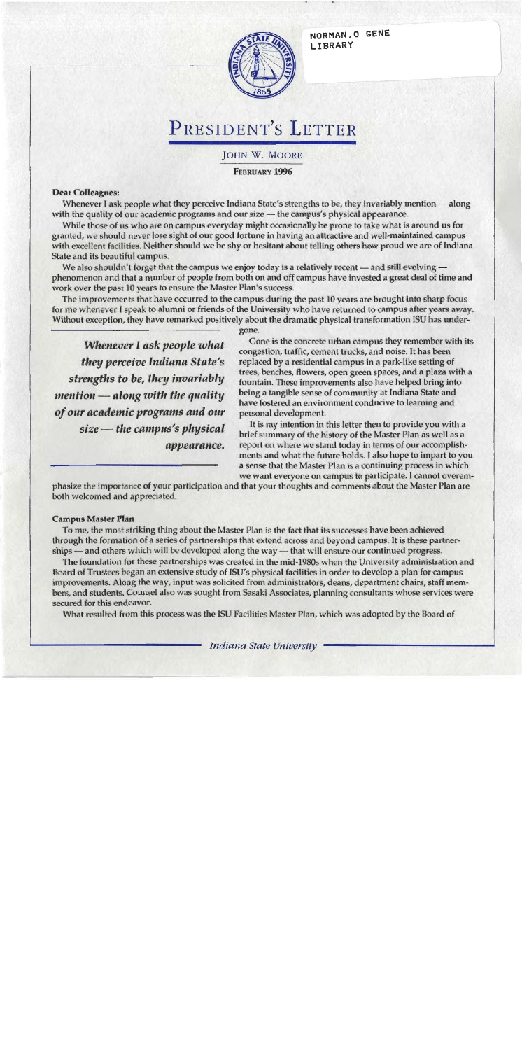NORMAN, O GENE
LIBRARY

# President's Letter

John W. Moore

**February 1996**

**Dear Colleagues:**

Whenever I ask people what they perceive Indiana State's strengths to be, they invariably mention — along with the quality of our academic programs and our size — the campus's physical appearance.

While those of us who are on campus everyday might occasionally be prone to take what is around us for granted, we should never lose sight of our good fortune in having an attractive and well-maintained campus with excellent facilities. Neither should we be shy or hesitant about telling others how proud we are of Indiana State and its beautiful campus.

We also shouldn't forget that the campus we enjoy today is a relatively recent — and still evolving — phenomenon and that a number of people from both on and off campus have invested a great deal of time and work over the past 10 years to ensure the Master Plan's success.

The improvements that have occurred to the campus during the past 10 years are brought into sharp focus for me whenever I speak to alumni or friends of the University who have returned to campus after years away. Without exception, they have remarked positively about the dramatic physical transformation ISU has undergone.

*Whenever I ask people what they perceive Indiana State's strengths to be, they invariably mention — along with the quality of our academic programs and our size — the campus's physical appearance.*

Gone is the concrete urban campus they remember with its congestion, traffic, cement trucks, and noise. It has been replaced by a residential campus in a park-like setting of trees, benches, flowers, open green spaces, and a plaza with a fountain. These improvements also have helped bring into being a tangible sense of community at Indiana State and have fostered an environment conducive to learning and personal development.

It is my intention in this letter then to provide you with a brief summary of the history of the Master Plan as well as a report on where we stand today in terms of our accomplishments and what the future holds. I also hope to impart to you a sense that the Master Plan is a continuing process in which we want everyone on campus to participate. I cannot overemphasize the importance of your participation and that your thoughts and comments about the Master Plan are both welcomed and appreciated.

**Campus Master Plan**

To me, the most striking thing about the Master Plan is the fact that its successes have been achieved through the formation of a series of partnerships that extend across and beyond campus. It is these partnerships — and others which will be developed along the way — that will ensure our continued progress.

The foundation for these partnerships was created in the mid-1980s when the University administration and Board of Trustees began an extensive study of ISU's physical facilities in order to develop a plan for campus improvements. Along the way, input was solicited from administrators, deans, department chairs, staff members, and students. Counsel also was sought from Sasaki Associates, planning consultants whose services were secured for this endeavor.

What resulted from this process was the ISU Facilities Master Plan, which was adopted by the Board of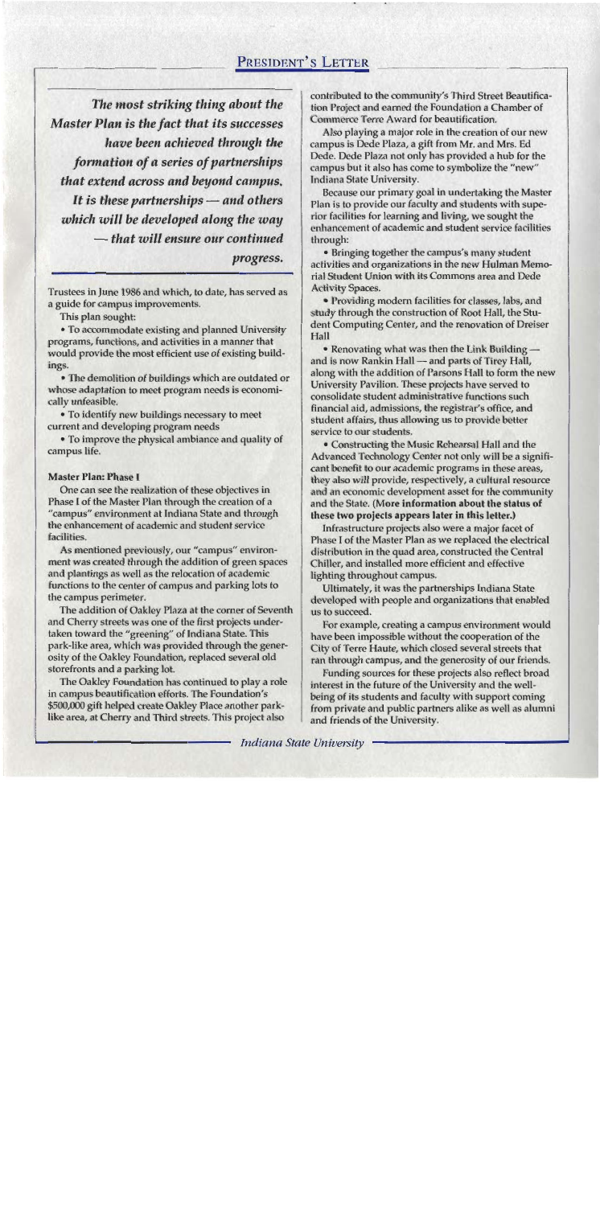*The most striking thing about the Master Plan is the fact that its successes have been achieved through the formation of a series of partnerships that extend across and beyond campus. It is these partnerships — and others which will be developed along the way — that will ensure our continued progress.*

Trustees in June 1986 and which, to date, has served as a guide for campus improvements.

This plan sought:

• To accommodate existing and planned University programs, functions, and activities in a manner that would provide the most efficient use of existing buildings.

• The demolition of buildings which are outdated or whose adaptation to meet program needs is economically unfeasible.

• To identify new buildings necessary to meet current and developing program needs

• To improve the physical ambiance and quality of campus life.

**Master Plan: Phase I**

One can see the realization of these objectives in Phase I of the Master Plan through the creation of a "campus" environment at Indiana State and through the enhancement of academic and student service facilities.

As mentioned previously, our "campus" environment was created through the addition of green spaces and plantings as well as the relocation of academic functions to the center of campus and parking lots to the campus perimeter.

The addition of Oakley Plaza at the corner of Seventh and Cherry streets was one of the first projects undertaken toward the "greening" of Indiana State. This park-like area, which was provided through the generosity of the Oakley Foundation, replaced several old storefronts and a parking lot.

The Oakley Foundation has continued to play a role in campus beautification efforts. The Foundation's $500,000 gift helped create Oakley Place another park-like area, at Cherry and Third streets. This project also contributed to the community's Third Street Beautification Project and earned the Foundation a Chamber of Commerce Terre Award for beautification.

Also playing a major role in the creation of our new campus is Dede Plaza, a gift from Mr. and Mrs. Ed Dede. Dede Plaza not only has provided a hub for the campus but it also has come to symbolize the "new" Indiana State University.

Because our primary goal in undertaking the Master Plan is to provide our faculty and students with superior facilities for learning and living, we sought the enhancement of academic and student service facilities through:

• Bringing together the campus's many student activities and organizations in the new Hulman Memorial Student Union with its Commons area and Dede Activity Spaces.

• Providing modern facilities for classes, labs, and study through the construction of Root Hall, the Student Computing Center, and the renovation of Dreiser Hall

• Renovating what was then the Link Building — and is now Rankin Hall — and parts of Tirey Hall, along with the addition of Parsons Hall to form the new University Pavilion. These projects have served to consolidate student administrative functions such financial aid, admissions, the registrar's office, and student affairs, thus allowing us to provide better service to our students.

• Constructing the Music Rehearsal Hall and the Advanced Technology Center not only will be a significant benefit to our academic programs in these areas, they also will provide, respectively, a cultural resource and an economic development asset for the community and the State. (**More information about the status of these two projects appears later in this letter.**)

Infrastructure projects also were a major facet of Phase I of the Master Plan as we replaced the electrical distribution in the quad area, constructed the Central Chiller, and installed more efficient and effective lighting throughout campus.

Ultimately, it was the partnerships Indiana State developed with people and organizations that enabled us to succeed.

For example, creating a campus environment would have been impossible without the cooperation of the City of Terre Haute, which closed several streets that ran through campus, and the generosity of our friends.

Funding sources for these projects also reflect broad interest in the future of the University and the well-being of its students and faculty with support coming from private and public partners alike as well as alumni and friends of the University.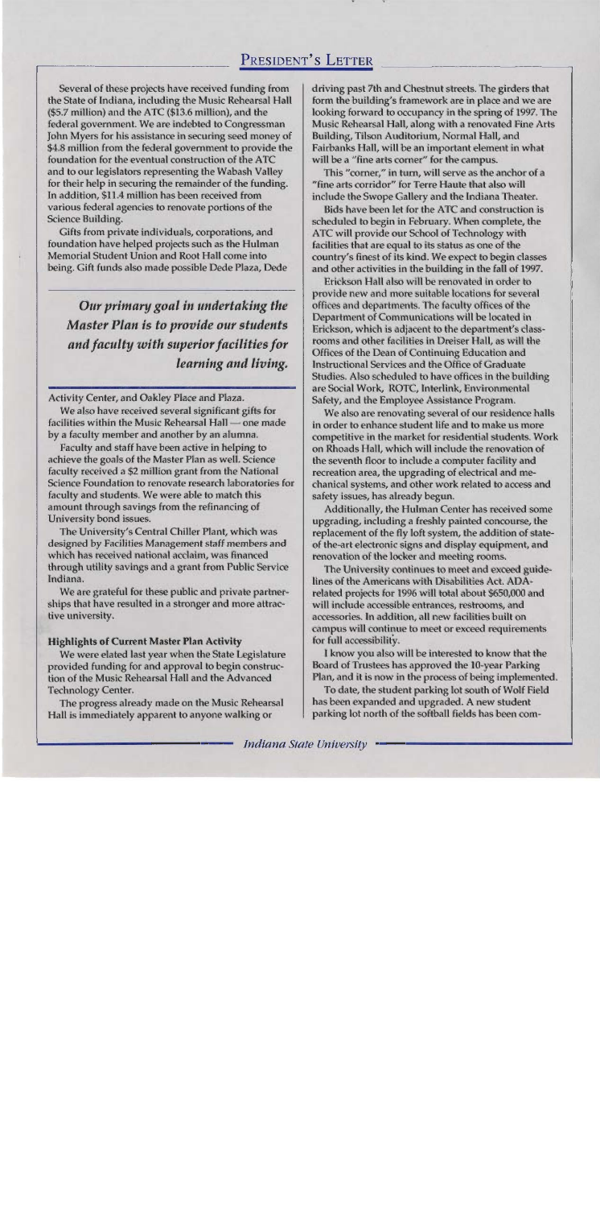Several of these projects have received funding from the State of Indiana, including the Music Rehearsal Hall ($5.7 million) and the ATC ($13.6 million), and the federal government. We are indebted to Congressman John Myers for his assistance in securing seed money of $4.8 million from the federal government to provide the foundation for the eventual construction of the ATC and to our legislators representing the Wabash Valley for their help in securing the remainder of the funding. In addition, $11.4 million has been received from various federal agencies to renovate portions of the Science Building.

Gifts from private individuals, corporations, and foundation have helped projects such as the Hulman Memorial Student Union and Root Hall come into being. Gift funds also made possible Dede Plaza, Dede Activity Center, and Oakley Place and Plaza.

> ***Our primary goal in undertaking the Master Plan is to provide our students and faculty with superior facilities for learning and living.***

We also have received several significant gifts for facilities within the Music Rehearsal Hall — one made by a faculty member and another by an alumna.

Faculty and staff have been active in helping to achieve the goals of the Master Plan as well. Science faculty received a $2 million grant from the National Science Foundation to renovate research laboratories for faculty and students. We were able to match this amount through savings from the refinancing of University bond issues.

The University's Central Chiller Plant, which was designed by Facilities Management staff members and which has received national acclaim, was financed through utility savings and a grant from Public Service Indiana.

We are grateful for these public and private partnerships that have resulted in a stronger and more attractive university.

**Highlights of Current Master Plan Activity**

We were elated last year when the State Legislature provided funding for and approval to begin construction of the Music Rehearsal Hall and the Advanced Technology Center.

The progress already made on the Music Rehearsal Hall is immediately apparent to anyone walking or driving past 7th and Chestnut streets. The girders that form the building's framework are in place and we are looking forward to occupancy in the spring of 1997. The Music Rehearsal Hall, along with a renovated Fine Arts Building, Tilson Auditorium, Normal Hall, and Fairbanks Hall, will be an important element in what will be a "fine arts corner" for the campus.

This "corner," in turn, will serve as the anchor of a "fine arts corridor" for Terre Haute that also will include the Swope Gallery and the Indiana Theater.

Bids have been let for the ATC and construction is scheduled to begin in February. When complete, the ATC will provide our School of Technology with facilities that are equal to its status as one of the country's finest of its kind. We expect to begin classes and other activities in the building in the fall of 1997.

Erickson Hall also will be renovated in order to provide new and more suitable locations for several offices and departments. The faculty offices of the Department of Communications will be located in Erickson, which is adjacent to the department's classrooms and other facilities in Dreiser Hall, as will the Offices of the Dean of Continuing Education and Instructional Services and the Office of Graduate Studies. Also scheduled to have offices in the building are Social Work, ROTC, Interlink, Environmental Safety, and the Employee Assistance Program.

We also are renovating several of our residence halls in order to enhance student life and to make us more competitive in the market for residential students. Work on Rhoads Hall, which will include the renovation of the seventh floor to include a computer facility and recreation area, the upgrading of electrical and mechanical systems, and other work related to access and safety issues, has already begun.

Additionally, the Hulman Center has received some upgrading, including a freshly painted concourse, the replacement of the fly loft system, the addition of state-of the-art electronic signs and display equipment, and renovation of the locker and meeting rooms.

The University continues to meet and exceed guidelines of the Americans with Disabilities Act. ADA-related projects for 1996 will total about $650,000 and will include accessible entrances, restrooms, and accessories. In addition, all new facilities built on campus will continue to meet or exceed requirements for full accessibility.

I know you also will be interested to know that the Board of Trustees has approved the 10-year Parking Plan, and it is now in the process of being implemented.

To date, the student parking lot south of Wolf Field has been expanded and upgraded. A new student parking lot north of the softball fields has been com-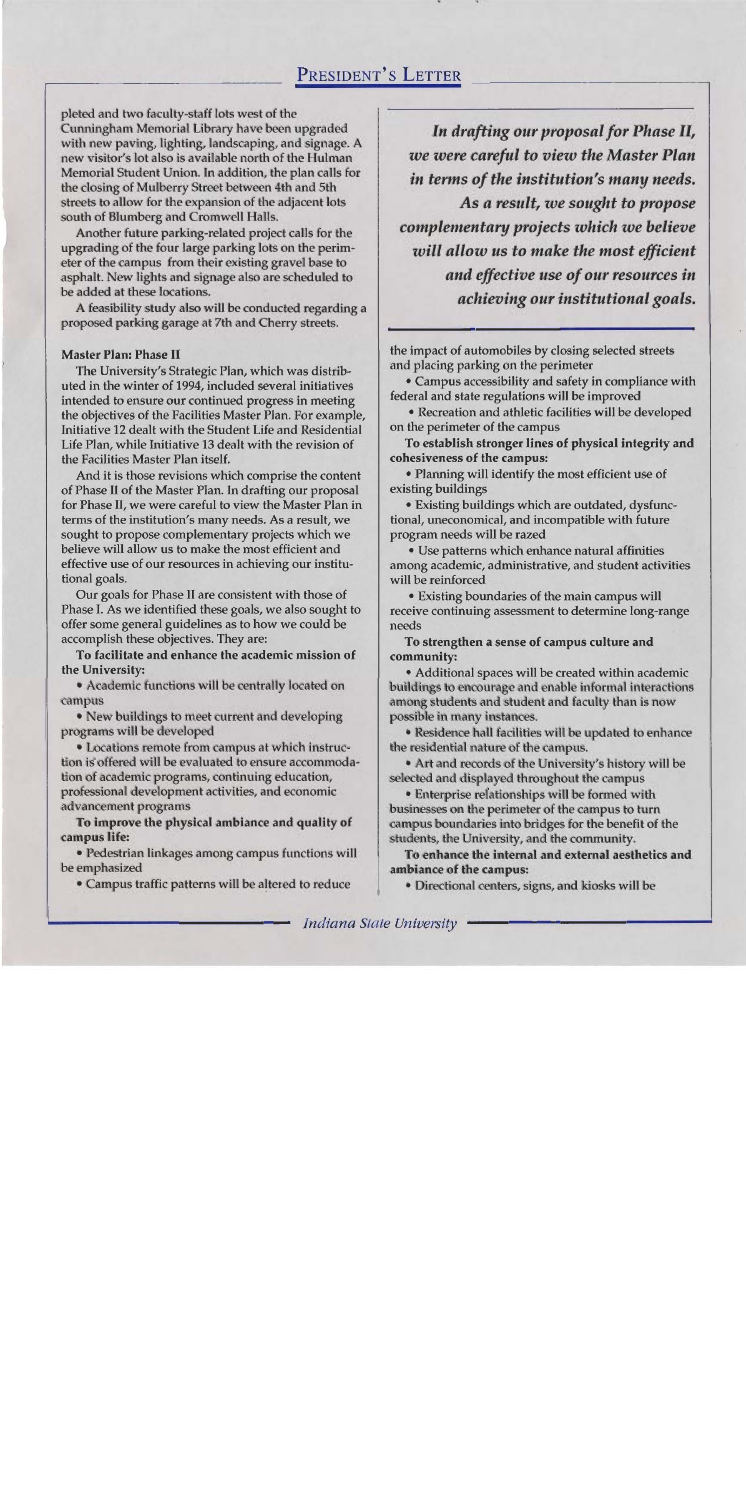pleted and two faculty-staff lots west of the Cunningham Memorial Library have been upgraded with new paving, lighting, landscaping, and signage. A new visitor's lot also is available north of the Hulman Memorial Student Union. In addition, the plan calls for the closing of Mulberry Street between 4th and 5th streets to allow for the expansion of the adjacent lots south of Blumberg and Cromwell Halls.

Another future parking-related project calls for the upgrading of the four large parking lots on the perimeter of the campus from their existing gravel base to asphalt. New lights and signage also are scheduled to be added at these locations.

A feasibility study also will be conducted regarding a proposed parking garage at 7th and Cherry streets.

**Master Plan: Phase II**

The University's Strategic Plan, which was distributed in the winter of 1994, included several initiatives intended to ensure our continued progress in meeting the objectives of the Facilities Master Plan. For example, Initiative 12 dealt with the Student Life and Residential Life Plan, while Initiative 13 dealt with the revision of the Facilities Master Plan itself.

And it is those revisions which comprise the content of Phase II of the Master Plan. In drafting our proposal for Phase II, we were careful to view the Master Plan in terms of the institution's many needs. As a result, we sought to propose complementary projects which we believe will allow us to make the most efficient and effective use of our resources in achieving our institutional goals.

Our goals for Phase II are consistent with those of Phase I. As we identified these goals, we also sought to offer some general guidelines as to how we could be accomplish these objectives. They are:

**To facilitate and enhance the academic mission of the University:**

- Academic functions will be centrally located on campus
- New buildings to meet current and developing programs will be developed
- Locations remote from campus at which instruction is offered will be evaluated to ensure accommodation of academic programs, continuing education, professional development activities, and economic advancement programs

**To improve the physical ambiance and quality of campus life:**

- Pedestrian linkages among campus functions will be emphasized
- Campus traffic patterns will be altered to reduce the impact of automobiles by closing selected streets and placing parking on the perimeter
- Campus accessibility and safety in compliance with federal and state regulations will be improved
- Recreation and athletic facilities will be developed on the perimeter of the campus

**To establish stronger lines of physical integrity and cohesiveness of the campus:**

- Planning will identify the most efficient use of existing buildings
- Existing buildings which are outdated, dysfunctional, uneconomical, and incompatible with future program needs will be razed
- Use patterns which enhance natural affinities among academic, administrative, and student activities will be reinforced
- Existing boundaries of the main campus will receive continuing assessment to determine long-range needs

**To strengthen a sense of campus culture and community:**

- Additional spaces will be created within academic buildings to encourage and enable informal interactions among students and student and faculty than is now possible in many instances.
- Residence hall facilities will be updated to enhance the residential nature of the campus.
- Art and records of the University's history will be selected and displayed throughout the campus
- Enterprise relationships will be formed with businesses on the perimeter of the campus to turn campus boundaries into bridges for the benefit of the students, the University, and the community.

**To enhance the internal and external aesthetics and ambiance of the campus:**

- Directional centers, signs, and kiosks will be

***In drafting our proposal for Phase II, we were careful to view the Master Plan in terms of the institution's many needs. As a result, we sought to propose complementary projects which we believe will allow us to make the most efficient and effective use of our resources in achieving our institutional goals.***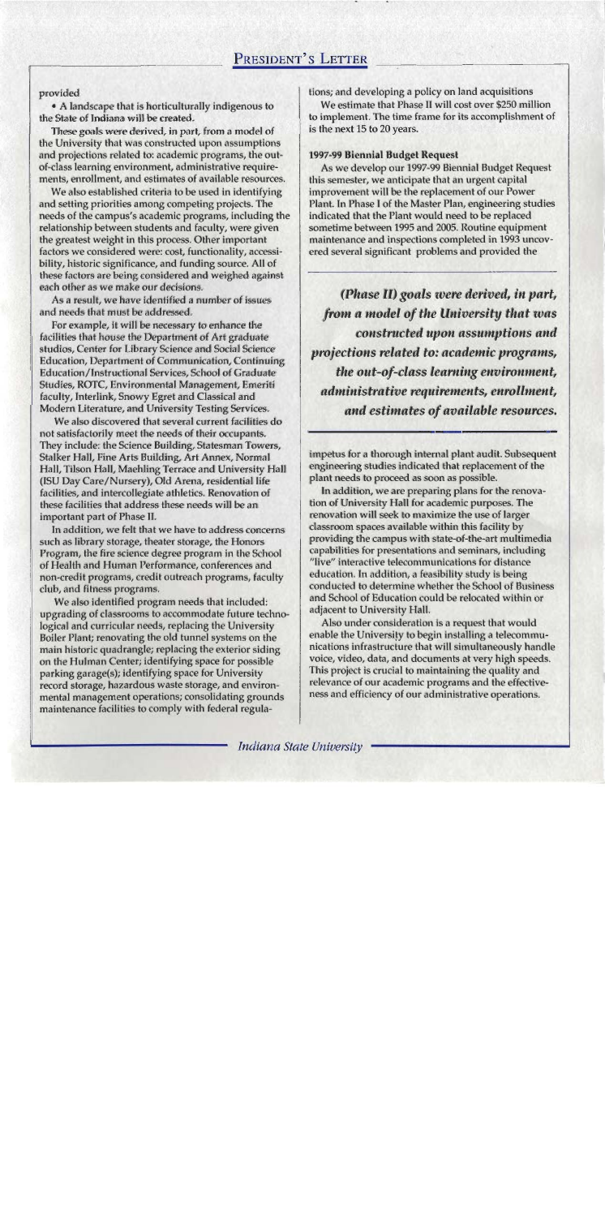provided

- A landscape that is horticulturally indigenous to the State of Indiana will be created.

These goals were derived, in part, from a model of the University that was constructed upon assumptions and projections related to: academic programs, the out-of-class learning environment, administrative requirements, enrollment, and estimates of available resources.

We also established criteria to be used in identifying and setting priorities among competing projects. The needs of the campus's academic programs, including the relationship between students and faculty, were given the greatest weight in this process. Other important factors we considered were: cost, functionality, accessibility, historic significance, and funding source. All of these factors are being considered and weighed against each other as we make our decisions.

As a result, we have identified a number of issues and needs that must be addressed.

For example, it will be necessary to enhance the facilities that house the Department of Art graduate studios, Center for Library Science and Social Science Education, Department of Communication, Continuing Education/Instructional Services, School of Graduate Studies, ROTC, Environmental Management, Emeriti faculty, Interlink, Snowy Egret and Classical and Modern Literature, and University Testing Services.

We also discovered that several current facilities do not satisfactorily meet the needs of their occupants. They include: the Science Building, Statesman Towers, Stalker Hall, Fine Arts Building, Art Annex, Normal Hall, Tilson Hall, Maehling Terrace and University Hall (ISU Day Care/Nursery), Old Arena, residential life facilities, and intercollegiate athletics. Renovation of these facilities that address these needs will be an important part of Phase II.

In addition, we felt that we have to address concerns such as library storage, theater storage, the Honors Program, the fire science degree program in the School of Health and Human Performance, conferences and non-credit programs, credit outreach programs, faculty club, and fitness programs.

We also identified program needs that included: upgrading of classrooms to accommodate future technological and curricular needs, replacing the University Boiler Plant; renovating the old tunnel systems on the main historic quadrangle; replacing the exterior siding on the Hulman Center; identifying space for possible parking garage(s); identifying space for University record storage, hazardous waste storage, and environmental management operations; consolidating grounds maintenance facilities to comply with federal regulations; and developing a policy on land acquisitions

We estimate that Phase II will cost over $250 million to implement. The time frame for its accomplishment of is the next 15 to 20 years.

### 1997-99 Biennial Budget Request

As we develop our 1997-99 Biennial Budget Request this semester, we anticipate that an urgent capital improvement will be the replacement of our Power Plant. In Phase I of the Master Plan, engineering studies indicated that the Plant would need to be replaced sometime between 1995 and 2005. Routine equipment maintenance and inspections completed in 1993 uncovered several significant problems and provided the impetus for a thorough internal plant audit. Subsequent engineering studies indicated that replacement of the plant needs to proceed as soon as possible.

> ***(Phase II) goals were derived, in part, from a model of the University that was constructed upon assumptions and projections related to: academic programs, the out-of-class learning environment, administrative requirements, enrollment, and estimates of available resources.***

In addition, we are preparing plans for the renovation of University Hall for academic purposes. The renovation will seek to maximize the use of larger classroom spaces available within this facility by providing the campus with state-of-the-art multimedia capabilities for presentations and seminars, including "live" interactive telecommunications for distance education. In addition, a feasibility study is being conducted to determine whether the School of Business and School of Education could be relocated within or adjacent to University Hall.

Also under consideration is a request that would enable the University to begin installing a telecommunications infrastructure that will simultaneously handle voice, video, data, and documents at very high speeds. This project is crucial to maintaining the quality and relevance of our academic programs and the effectiveness and efficiency of our administrative operations.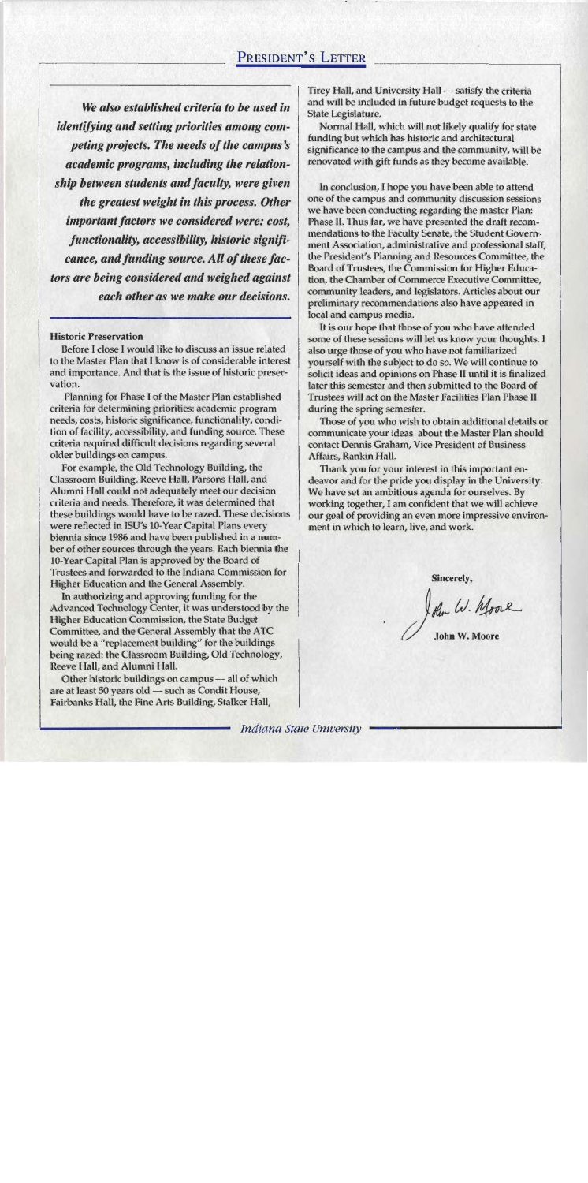*We also established criteria to be used in identifying and setting priorities among competing projects. The needs of the campus's academic programs, including the relationship between students and faculty, were given the greatest weight in this process. Other important factors we considered were: cost, functionality, accessibility, historic significance, and funding source. All of these factors are being considered and weighed against each other as we make our decisions.*

### Historic Preservation

Before I close I would like to discuss an issue related to the Master Plan that I know is of considerable interest and importance. And that is the issue of historic preservation.

Planning for Phase I of the Master Plan established criteria for determining priorities: academic program needs, costs, historic significance, functionality, condition of facility, accessibility, and funding source. These criteria required difficult decisions regarding several older buildings on campus.

For example, the Old Technology Building, the Classroom Building, Reeve Hall, Parsons Hall, and Alumni Hall could not adequately meet our decision criteria and needs. Therefore, it was determined that these buildings would have to be razed. These decisions were reflected in ISU's 10-Year Capital Plans every biennia since 1986 and have been published in a number of other sources through the years. Each biennia the 10-Year Capital Plan is approved by the Board of Trustees and forwarded to the Indiana Commission for Higher Education and the General Assembly.

In authorizing and approving funding for the Advanced Technology Center, it was understood by the Higher Education Commission, the State Budget Committee, and the General Assembly that the ATC would be a "replacement building" for the buildings being razed: the Classroom Building, Old Technology, Reeve Hall, and Alumni Hall.

Other historic buildings on campus — all of which are at least 50 years old — such as Condit House, Fairbanks Hall, the Fine Arts Building, Stalker Hall, Tirey Hall, and University Hall — satisfy the criteria and will be included in future budget requests to the State Legislature.

Normal Hall, which will not likely qualify for state funding but which has historic and architectural significance to the campus and the community, will be renovated with gift funds as they become available.

In conclusion, I hope you have been able to attend one of the campus and community discussion sessions we have been conducting regarding the master Plan: Phase II. Thus far, we have presented the draft recommendations to the Faculty Senate, the Student Government Association, administrative and professional staff, the President's Planning and Resources Committee, the Board of Trustees, the Commission for Higher Education, the Chamber of Commerce Executive Committee, community leaders, and legislators. Articles about our preliminary recommendations also have appeared in local and campus media.

It is our hope that those of you who have attended some of these sessions will let us know your thoughts. I also urge those of you who have not familiarized yourself with the subject to do so. We will continue to solicit ideas and opinions on Phase II until it is finalized later this semester and then submitted to the Board of Trustees will act on the Master Facilities Plan Phase II during the spring semester.

Those of you who wish to obtain additional details or communicate your ideas about the Master Plan should contact Dennis Graham, Vice President of Business Affairs, Rankin Hall.

Thank you for your interest in this important endeavor and for the pride you display in the University. We have set an ambitious agenda for ourselves. By working together, I am confident that we will achieve our goal of providing an even more impressive environment in which to learn, live, and work.

**Sincerely,**

John W. Moore

**John W. Moore**